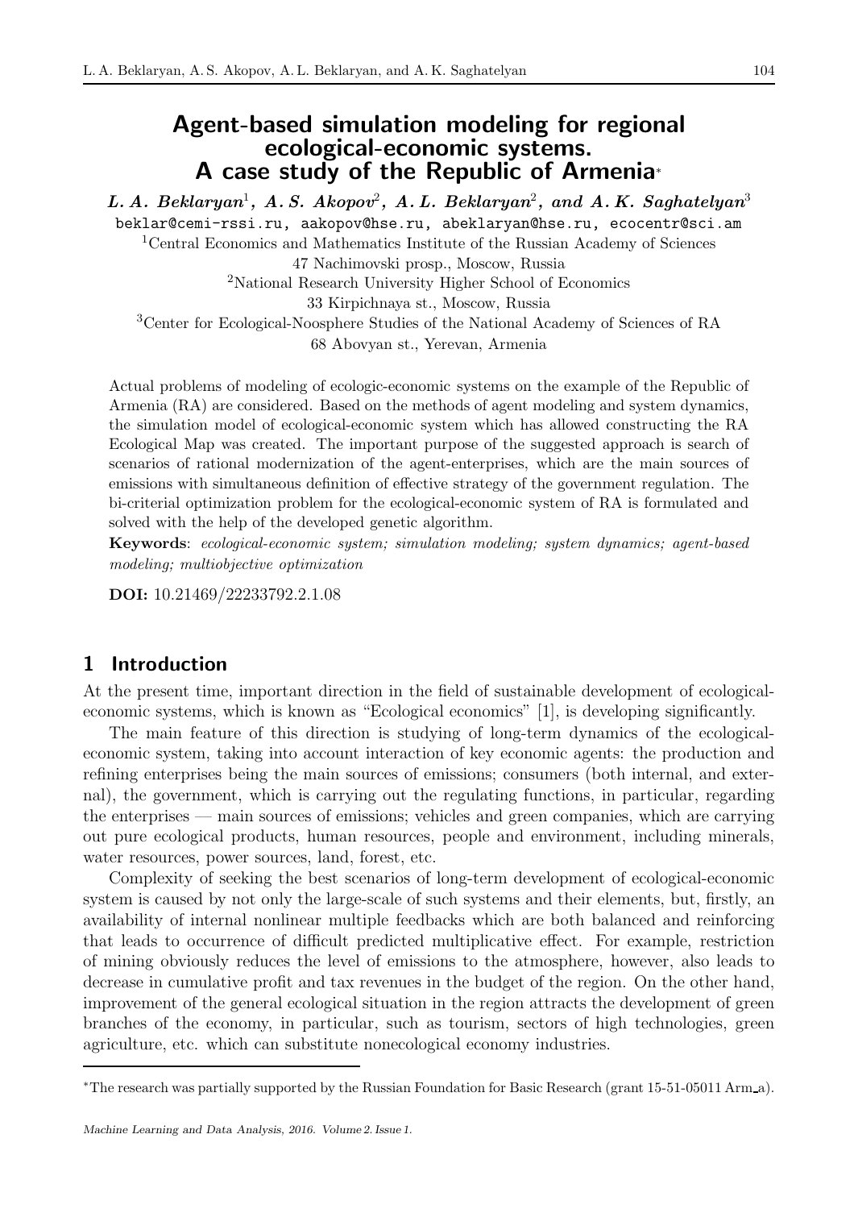# Agent-based simulation modeling for regional ecological-economic systems. A case study of the Republic of Armenia*

***L. A. Beklaryan*[1], *A. S. Akopov*[2], *A. L. Beklaryan*[2], and *A. K. Saghatelyan*[3]**

beklar@cemi-rssi.ru, aakopov@hse.ru, abeklaryan@hse.ru, ecocentr@sci.am

[1]Central Economics and Mathematics Institute of the Russian Academy of Sciences
47 Nachimovski prosp., Moscow, Russia

[2]National Research University Higher School of Economics
33 Kirpichnaya st., Moscow, Russia

[3]Center for Ecological-Noosphere Studies of the National Academy of Sciences of RA
68 Abovyan st., Yerevan, Armenia

Actual problems of modeling of ecologic-economic systems on the example of the Republic of Armenia (RA) are considered. Based on the methods of agent modeling and system dynamics, the simulation model of ecological-economic system which has allowed constructing the RA Ecological Map was created. The important purpose of the suggested approach is search of scenarios of rational modernization of the agent-enterprises, which are the main sources of emissions with simultaneous definition of effective strategy of the government regulation. The bi-criterial optimization problem for the ecological-economic system of RA is formulated and solved with the help of the developed genetic algorithm.

**Keywords**: *ecological-economic system; simulation modeling; system dynamics; agent-based modeling; multiobjective optimization*

**DOI:** 10.21469/22233792.2.1.08

## 1 Introduction

At the present time, important direction in the field of sustainable development of ecological-economic systems, which is known as "Ecological economics" [1], is developing significantly.

The main feature of this direction is studying of long-term dynamics of the ecological-economic system, taking into account interaction of key economic agents: the production and refining enterprises being the main sources of emissions; consumers (both internal, and external), the government, which is carrying out the regulating functions, in particular, regarding the enterprises — main sources of emissions; vehicles and green companies, which are carrying out pure ecological products, human resources, people and environment, including minerals, water resources, power sources, land, forest, etc.

Complexity of seeking the best scenarios of long-term development of ecological-economic system is caused by not only the large-scale of such systems and their elements, but, firstly, an availability of internal nonlinear multiple feedbacks which are both balanced and reinforcing that leads to occurrence of difficult predicted multiplicative effect. For example, restriction of mining obviously reduces the level of emissions to the atmosphere, however, also leads to decrease in cumulative profit and tax revenues in the budget of the region. On the other hand, improvement of the general ecological situation in the region attracts the development of green branches of the economy, in particular, such as tourism, sectors of high technologies, green agriculture, etc. which can substitute nonecological economy industries.

*The research was partially supported by the Russian Foundation for Basic Research (grant 15-51-05011 Arm_a).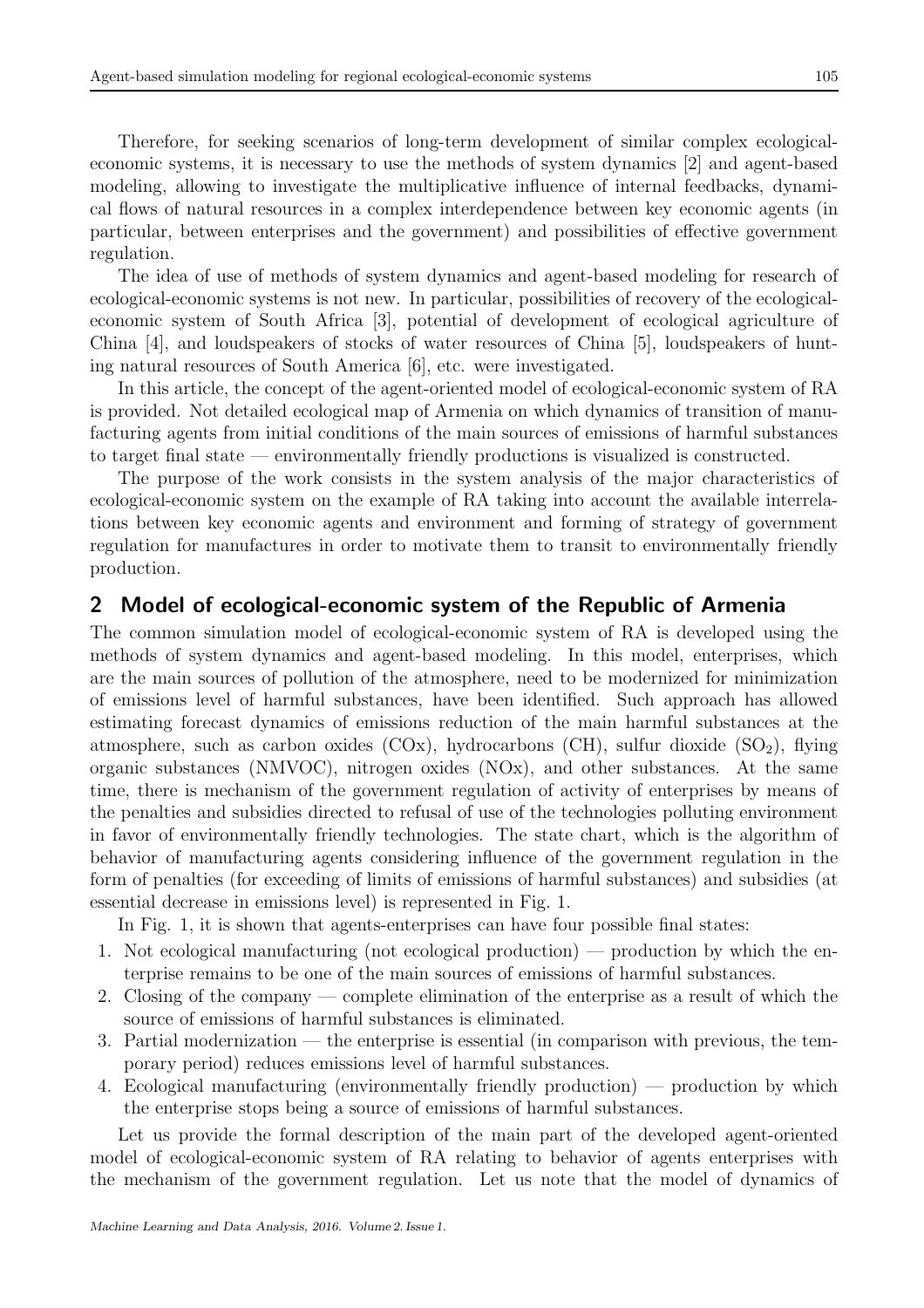Therefore, for seeking scenarios of long-term development of similar complex ecological-economic systems, it is necessary to use the methods of system dynamics [2] and agent-based modeling, allowing to investigate the multiplicative influence of internal feedbacks, dynamical flows of natural resources in a complex interdependence between key economic agents (in particular, between enterprises and the government) and possibilities of effective government regulation.

The idea of use of methods of system dynamics and agent-based modeling for research of ecological-economic systems is not new. In particular, possibilities of recovery of the ecological-economic system of South Africa [3], potential of development of ecological agriculture of China [4], and loudspeakers of stocks of water resources of China [5], loudspeakers of hunting natural resources of South America [6], etc. were investigated.

In this article, the concept of the agent-oriented model of ecological-economic system of RA is provided. Not detailed ecological map of Armenia on which dynamics of transition of manufacturing agents from initial conditions of the main sources of emissions of harmful substances to target final state — environmentally friendly productions is visualized is constructed.

The purpose of the work consists in the system analysis of the major characteristics of ecological-economic system on the example of RA taking into account the available interrelations between key economic agents and environment and forming of strategy of government regulation for manufactures in order to motivate them to transit to environmentally friendly production.

## 2 Model of ecological-economic system of the Republic of Armenia

The common simulation model of ecological-economic system of RA is developed using the methods of system dynamics and agent-based modeling. In this model, enterprises, which are the main sources of pollution of the atmosphere, need to be modernized for minimization of emissions level of harmful substances, have been identified. Such approach has allowed estimating forecast dynamics of emissions reduction of the main harmful substances at the atmosphere, such as carbon oxides (COx), hydrocarbons (CH), sulfur dioxide ($SO_2$), flying organic substances (NMVOC), nitrogen oxides (NOx), and other substances. At the same time, there is mechanism of the government regulation of activity of enterprises by means of the penalties and subsidies directed to refusal of use of the technologies polluting environment in favor of environmentally friendly technologies. The state chart, which is the algorithm of behavior of manufacturing agents considering influence of the government regulation in the form of penalties (for exceeding of limits of emissions of harmful substances) and subsidies (at essential decrease in emissions level) is represented in Fig. 1.

In Fig. 1, it is shown that agents-enterprises can have four possible final states:

1. Not ecological manufacturing (not ecological production) — production by which the enterprise remains to be one of the main sources of emissions of harmful substances.
2. Closing of the company — complete elimination of the enterprise as a result of which the source of emissions of harmful substances is eliminated.
3. Partial modernization — the enterprise is essential (in comparison with previous, the temporary period) reduces emissions level of harmful substances.
4. Ecological manufacturing (environmentally friendly production) — production by which the enterprise stops being a source of emissions of harmful substances.

Let us provide the formal description of the main part of the developed agent-oriented model of ecological-economic system of RA relating to behavior of agents enterprises with the mechanism of the government regulation. Let us note that the model of dynamics of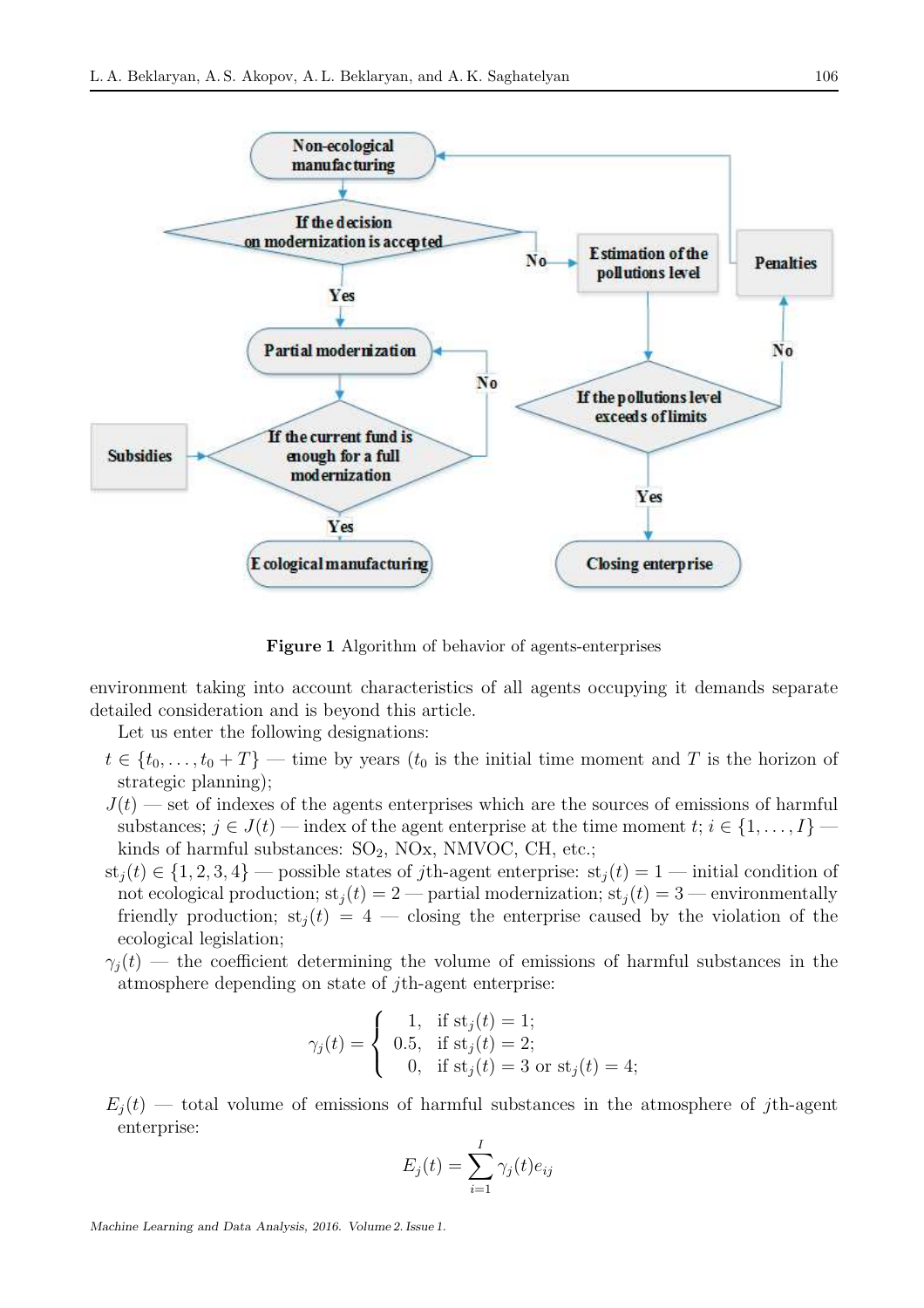Non-ecological manufacturing

If the decision on modernization is accepted

Yes

No

Estimation of the pollutions level

Penalties

Partial modernization

No

If the pollutions level exceeds of limits

No

Subsidies

If the current fund is enough for a full modernization

Yes

Yes

Ecological manufacturing

Closing enterprise

**Figure 1** Algorithm of behavior of agents-enterprises

environment taking into account characteristics of all agents occupying it demands separate detailed consideration and is beyond this article.

Let us enter the following designations:

- $t \in \{t_0, \ldots, t_0 + T\}$ — time by years ($t_0$ is the initial time moment and $T$ is the horizon of strategic planning);
- $J(t)$ — set of indexes of the agents enterprises which are the sources of emissions of harmful substances; $j \in J(t)$ — index of the agent enterprise at the time moment $t$; $i \in \{1, \ldots, I\}$ — kinds of harmful substances: $SO_2$, NOx, NMVOC, CH, etc.;
- $\mathrm{st}_j(t) \in \{1, 2, 3, 4\}$ — possible states of $j$th-agent enterprise: $\mathrm{st}_j(t) = 1$ — initial condition of not ecological production; $\mathrm{st}_j(t) = 2$ — partial modernization; $\mathrm{st}_j(t) = 3$ — environmentally friendly production; $\mathrm{st}_j(t) = 4$ — closing the enterprise caused by the violation of the ecological legislation;
- $\gamma_j(t)$ — the coefficient determining the volume of emissions of harmful substances in the atmosphere depending on state of $j$th-agent enterprise:

$$\gamma_j(t) = \begin{cases} 1, & \text{if } \mathrm{st}_j(t) = 1; \\ 0.5, & \text{if } \mathrm{st}_j(t) = 2; \\ 0, & \text{if } \mathrm{st}_j(t) = 3 \text{ or } \mathrm{st}_j(t) = 4; \end{cases}$$

- $E_j(t)$ — total volume of emissions of harmful substances in the atmosphere of $j$th-agent enterprise:

$$E_j(t) = \sum_{i=1}^{I} \gamma_j(t) e_{ij}$$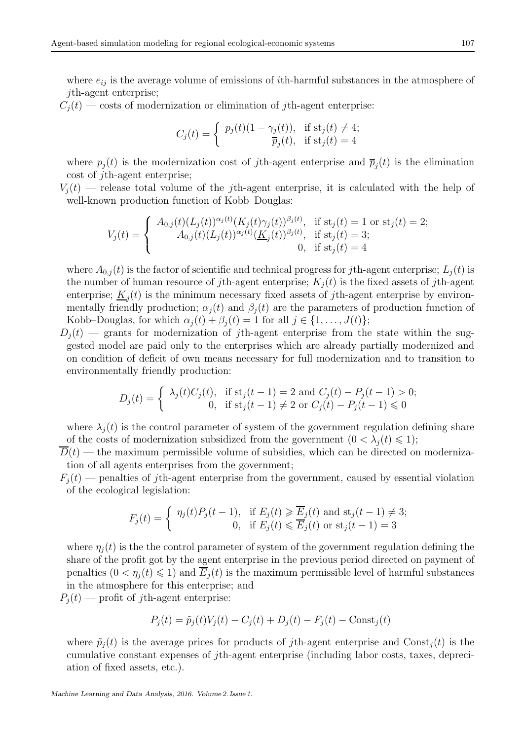where $e_{ij}$ is the average volume of emissions of $i$th-harmful substances in the atmosphere of $j$th-agent enterprise;

$C_j(t)$ — costs of modernization or elimination of $j$th-agent enterprise:

$$C_j(t) = \begin{cases} p_j(t)(1-\gamma_j(t)), & \text{if } \mathrm{st}_j(t) \neq 4; \\ \overline{p}_j(t), & \text{if } \mathrm{st}_j(t) = 4 \end{cases}$$

where $p_j(t)$ is the modernization cost of $j$th-agent enterprise and $\overline{p}_j(t)$ is the elimination cost of $j$th-agent enterprise;

$V_j(t)$ — release total volume of the $j$th-agent enterprise, it is calculated with the help of well-known production function of Kobb–Douglas:

$$V_j(t) = \begin{cases} A_{0,j}(t)(L_j(t))^{\alpha_j(t)}(K_j(t)\gamma_j(t))^{\beta_j(t)}, & \text{if } \mathrm{st}_j(t) = 1 \text{ or } \mathrm{st}_j(t) = 2; \\ A_{0,j}(t)(L_j(t))^{\alpha_j(t)}(\underline{K}_j(t))^{\beta_j(t)}, & \text{if } \mathrm{st}_j(t) = 3; \\ 0, & \text{if } \mathrm{st}_j(t) = 4 \end{cases}$$

where $A_{0,j}(t)$ is the factor of scientific and technical progress for $j$th-agent enterprise; $L_j(t)$ is the number of human resource of $j$th-agent enterprise; $K_j(t)$ is the fixed assets of $j$th-agent enterprise; $\underline{K}_j(t)$ is the minimum necessary fixed assets of $j$th-agent enterprise by environmentally friendly production; $\alpha_j(t)$ and $\beta_j(t)$ are the parameters of production function of Kobb–Douglas, for which $\alpha_j(t) + \beta_j(t) = 1$ for all $j \in \{1, \ldots, J(t)\}$;

$D_j(t)$ — grants for modernization of $j$th-agent enterprise from the state within the suggested model are paid only to the enterprises which are already partially modernized and on condition of deficit of own means necessary for full modernization and to transition to environmentally friendly production:

$$D_j(t) = \begin{cases} \lambda_j(t)C_j(t), & \text{if } \mathrm{st}_j(t-1) = 2 \text{ and } C_j(t) - P_j(t-1) > 0; \\ 0, & \text{if } \mathrm{st}_j(t-1) \neq 2 \text{ or } C_j(t) - P_j(t-1) \leqslant 0 \end{cases}$$

where $\lambda_j(t)$ is the control parameter of system of the government regulation defining share of the costs of modernization subsidized from the government ($0 < \lambda_j(t) \leqslant 1$);

$\overline{D}(t)$ — the maximum permissible volume of subsidies, which can be directed on modernization of all agents enterprises from the government;

$F_j(t)$ — penalties of $j$th-agent enterprise from the government, caused by essential violation of the ecological legislation:

$$F_j(t) = \begin{cases} \eta_j(t)P_j(t-1), & \text{if } E_j(t) \geqslant \overline{E}_j(t) \text{ and } \mathrm{st}_j(t-1) \neq 3; \\ 0, & \text{if } E_j(t) \leqslant \overline{E}_j(t) \text{ or } \mathrm{st}_j(t-1) = 3 \end{cases}$$

where $\eta_j(t)$ is the the control parameter of system of the government regulation defining the share of the profit got by the agent enterprise in the previous period directed on payment of penalties ($0 < \eta_j(t) \leqslant 1$) and $\overline{E}_j(t)$ is the maximum permissible level of harmful substances in the atmosphere for this enterprise; and

$P_j(t)$ — profit of $j$th-agent enterprise:

$$P_j(t) = \tilde{p}_j(t)V_j(t) - C_j(t) + D_j(t) - F_j(t) - \mathrm{Const}_j(t)$$

where $\tilde{p}_j(t)$ is the average prices for products of $j$th-agent enterprise and $\mathrm{Const}_j(t)$ is the cumulative constant expenses of $j$th-agent enterprise (including labor costs, taxes, depreciation of fixed assets, etc.).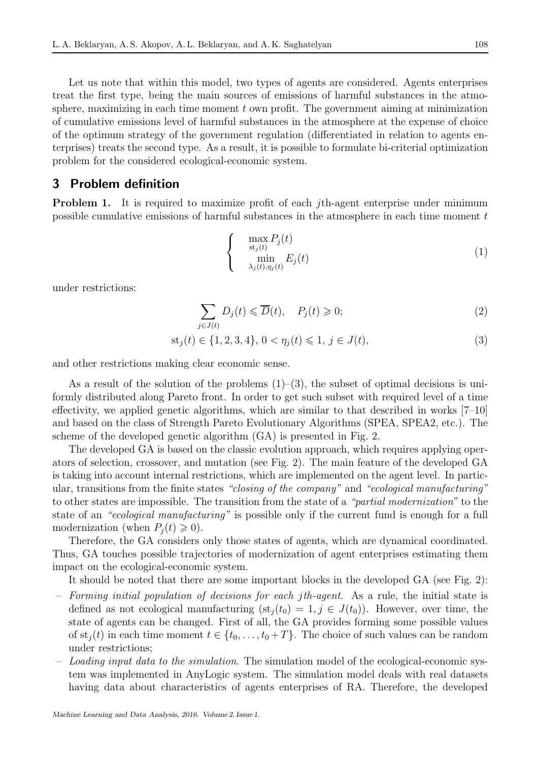Let us note that within this model, two types of agents are considered. Agents enterprises treat the first type, being the main sources of emissions of harmful substances in the atmosphere, maximizing in each time moment $t$ own profit. The government aiming at minimization of cumulative emissions level of harmful substances in the atmosphere at the expense of choice of the optimum strategy of the government regulation (differentiated in relation to agents enterprises) treats the second type. As a result, it is possible to formulate bi-criterial optimization problem for the considered ecological-economic system.

## 3 Problem definition

**Problem 1.** It is required to maximize profit of each $j$th-agent enterprise under minimum possible cumulative emissions of harmful substances in the atmosphere in each time moment $t$

$$\begin{cases} \max\limits_{\mathrm{st}_j(t)} P_j(t) \\ \min\limits_{\lambda_j(t),\eta_j(t)} E_j(t) \end{cases} \tag{1}$$

under restrictions:

$$\sum_{j \in J(t)} D_j(t) \leqslant \overline{D}(t), \quad P_j(t) \geqslant 0; \tag{2}$$

$$\mathrm{st}_j(t) \in \{1, 2, 3, 4\},\ 0 < \eta_j(t) \leqslant 1,\ j \in J(t), \tag{3}$$

and other restrictions making clear economic sense.

As a result of the solution of the problems (1)–(3), the subset of optimal decisions is uniformly distributed along Pareto front. In order to get such subset with required level of a time effectivity, we applied genetic algorithms, which are similar to that described in works [7–10] and based on the class of Strength Pareto Evolutionary Algorithms (SPEA, SPEA2, etc.). The scheme of the developed genetic algorithm (GA) is presented in Fig. 2.

The developed GA is based on the classic evolution approach, which requires applying operators of selection, crossover, and mutation (see Fig. 2). The main feature of the developed GA is taking into account internal restrictions, which are implemented on the agent level. In particular, transitions from the finite states *"closing of the company"* and *"ecological manufacturing"* to other states are impossible. The transition from the state of a *"partial modernization"* to the state of an *"ecological manufacturing"* is possible only if the current fund is enough for a full modernization (when $P_j(t) \geqslant 0$).

Therefore, the GA considers only those states of agents, which are dynamical coordinated. Thus, GA touches possible trajectories of modernization of agent enterprises estimating them impact on the ecological-economic system.

It should be noted that there are some important blocks in the developed GA (see Fig. 2):

- *Forming initial population of decisions for each $j$th-agent.* As a rule, the initial state is defined as not ecological manufacturing ($\mathrm{st}_j(t_0) = 1, j \in J(t_0)$). However, over time, the state of agents can be changed. First of all, the GA provides forming some possible values of $\mathrm{st}_j(t)$ in each time moment $t \in \{t_0, \ldots, t_0 + T\}$. The choice of such values can be random under restrictions;
- *Loading input data to the simulation.* The simulation model of the ecological-economic system was implemented in AnyLogic system. The simulation model deals with real datasets having data about characteristics of agents enterprises of RA. Therefore, the developed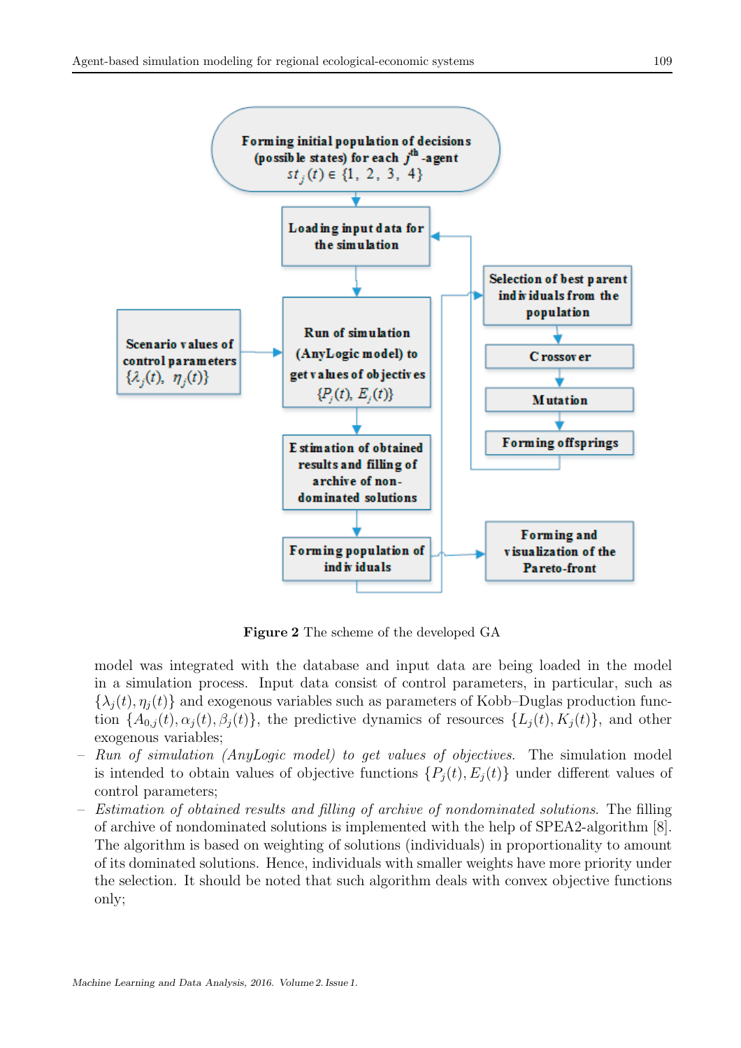Forming initial population of decisions (possible states) for each $j^{th}$-agent $st_j(t) \in \{1, 2, 3, 4\}$

Loading input data for the simulation

Selection of best parent individuals from the population

Scenario values of control parameters $\{\lambda_j(t), \eta_j(t)\}$

Run of simulation (AnyLogic model) to get values of objectives $\{P_j(t), E_j(t)\}$

Crossover

Mutation

Forming offsprings

Estimation of obtained results and filling of archive of non-dominated solutions

Forming population of individuals

Forming and visualization of the Pareto-front

**Figure 2** The scheme of the developed GA

model was integrated with the database and input data are being loaded in the model in a simulation process. Input data consist of control parameters, in particular, such as $\{\lambda_j(t), \eta_j(t)\}$ and exogenous variables such as parameters of Kobb–Duglas production function $\{A_{0,j}(t), \alpha_j(t), \beta_j(t)\}$, the predictive dynamics of resources $\{L_j(t), K_j(t)\}$, and other exogenous variables;

- *Run of simulation (AnyLogic model) to get values of objectives.* The simulation model is intended to obtain values of objective functions $\{P_j(t), E_j(t)\}$ under different values of control parameters;
- *Estimation of obtained results and filling of archive of nondominated solutions.* The filling of archive of nondominated solutions is implemented with the help of SPEA2-algorithm [8]. The algorithm is based on weighting of solutions (individuals) in proportionality to amount of its dominated solutions. Hence, individuals with smaller weights have more priority under the selection. It should be noted that such algorithm deals with convex objective functions only;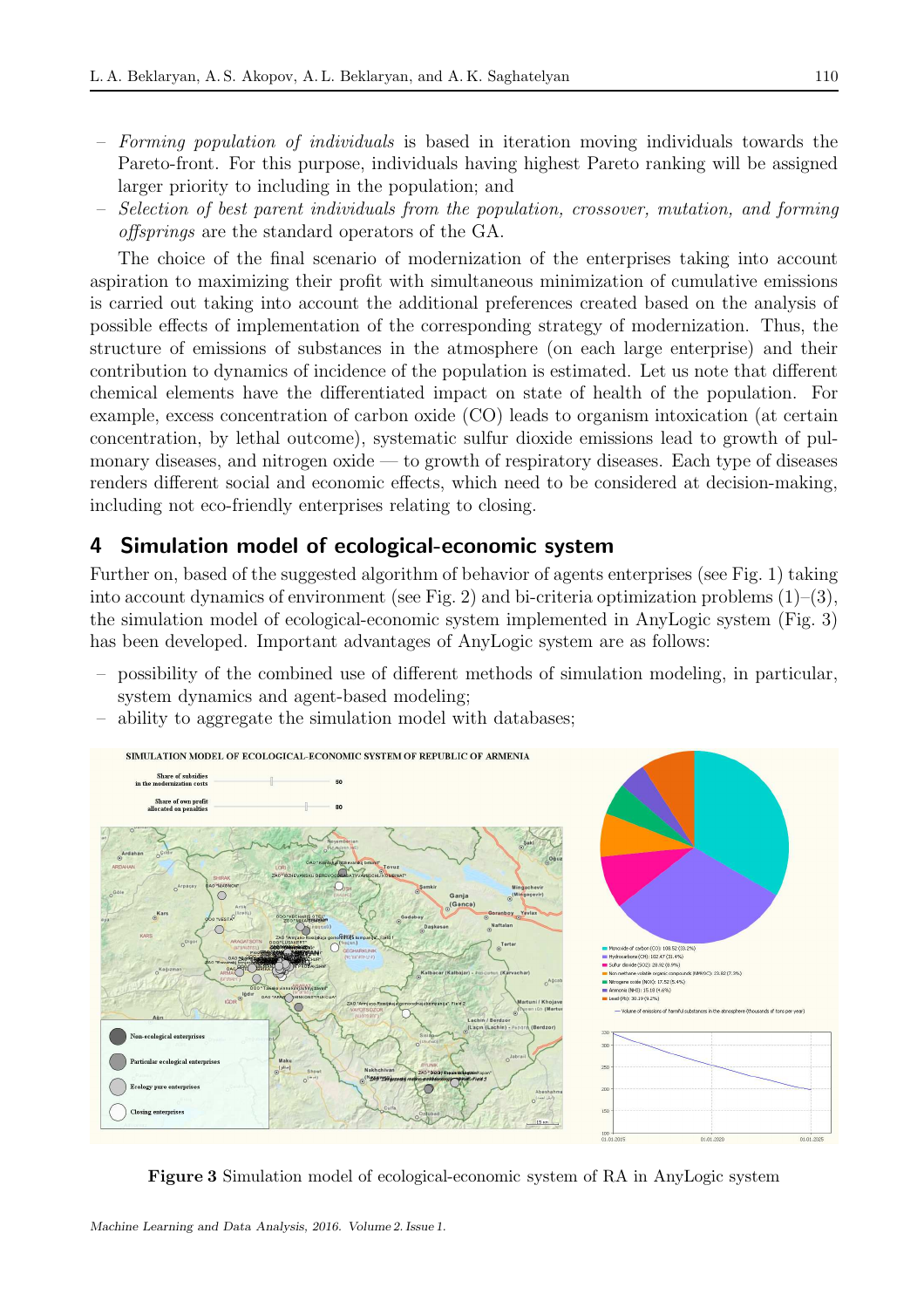– *Forming population of individuals* is based in iteration moving individuals towards the Pareto-front. For this purpose, individuals having highest Pareto ranking will be assigned larger priority to including in the population; and
– *Selection of best parent individuals from the population, crossover, mutation, and forming offsprings* are the standard operators of the GA.

The choice of the final scenario of modernization of the enterprises taking into account aspiration to maximizing their profit with simultaneous minimization of cumulative emissions is carried out taking into account the additional preferences created based on the analysis of possible effects of implementation of the corresponding strategy of modernization. Thus, the structure of emissions of substances in the atmosphere (on each large enterprise) and their contribution to dynamics of incidence of the population is estimated. Let us note that different chemical elements have the differentiated impact on state of health of the population. For example, excess concentration of carbon oxide (CO) leads to organism intoxication (at certain concentration, by lethal outcome), systematic sulfur dioxide emissions lead to growth of pulmonary diseases, and nitrogen oxide — to growth of respiratory diseases. Each type of diseases renders different social and economic effects, which need to be considered at decision-making, including not eco-friendly enterprises relating to closing.

## 4 Simulation model of ecological-economic system

Further on, based of the suggested algorithm of behavior of agents enterprises (see Fig. 1) taking into account dynamics of environment (see Fig. 2) and bi-criteria optimization problems (1)–(3), the simulation model of ecological-economic system implemented in AnyLogic system (Fig. 3) has been developed. Important advantages of AnyLogic system are as follows:

– possibility of the combined use of different methods of simulation modeling, in particular, system dynamics and agent-based modeling;
– ability to aggregate the simulation model with databases;

SIMULATION MODEL OF ECOLOGICAL-ECONOMIC SYSTEM OF REPUBLIC OF ARMENIA

Share of subsidies in the modernization costs 50

Share of own profit allocated on penalties 80

Non-ecological enterprises
Particular ecological enterprises
Ecology pure enterprises
Closing enterprises

Monoxide of carbon (CO): 108.52 (33.2%)
Hydrocarbons (CH): 102.47 (31.4%)
Sulfur dioxide (SO2): 28.92 (8.9%)
Non methane volatile organic compounds (NMVOC): 23.82 (7.3%)
Nitrogene oxide (NOX): 17.52 (5.4%)
Ammonia (NH3): 15.18 (4.6%)
Lead (Pb): 30.19 (9.2%)

— Volume of emissions of harmful substances in the atmosphere (thousands of tons per year)

330
300
250
200
150
100
01.01.2015
01.01.2020
01.01.2025

**Figure 3** Simulation model of ecological-economic system of RA in AnyLogic system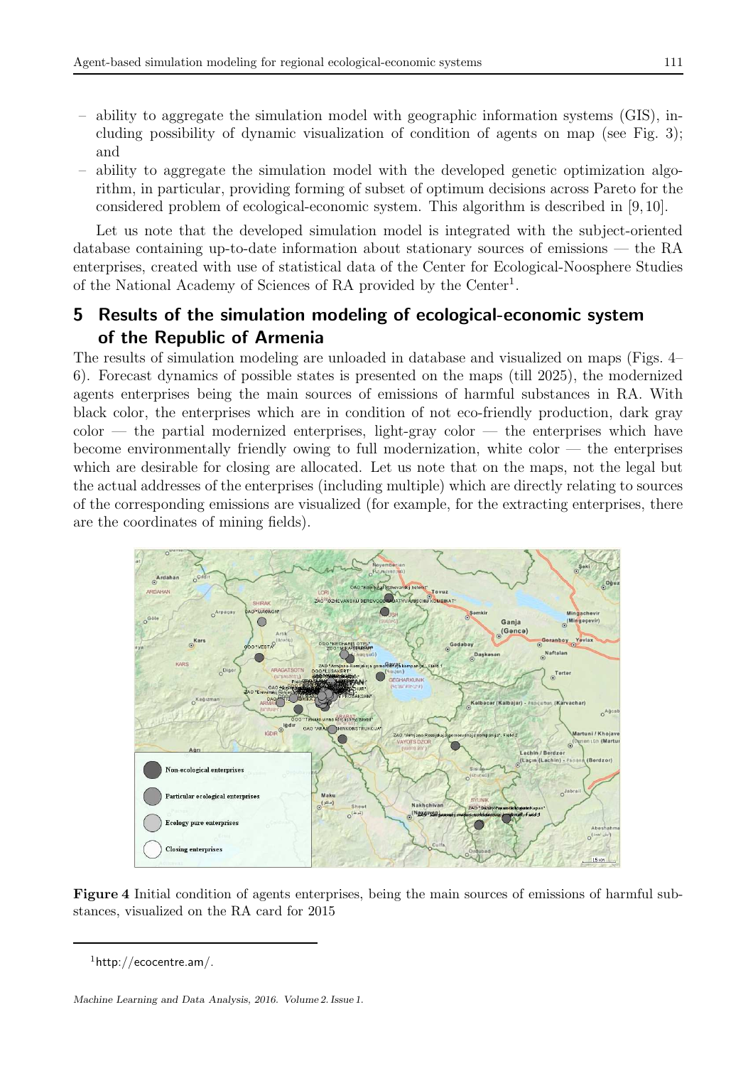- ability to aggregate the simulation model with geographic information systems (GIS), including possibility of dynamic visualization of condition of agents on map (see Fig. 3); and
- ability to aggregate the simulation model with the developed genetic optimization algorithm, in particular, providing forming of subset of optimum decisions across Pareto for the considered problem of ecological-economic system. This algorithm is described in [9, 10].

Let us note that the developed simulation model is integrated with the subject-oriented database containing up-to-date information about stationary sources of emissions — the RA enterprises, created with use of statistical data of the Center for Ecological-Noosphere Studies of the National Academy of Sciences of RA provided by the Center[1].

## 5 Results of the simulation modeling of ecological-economic system of the Republic of Armenia

The results of simulation modeling are unloaded in database and visualized on maps (Figs. 4–6). Forecast dynamics of possible states is presented on the maps (till 2025), the modernized agents enterprises being the main sources of emissions of harmful substances in RA. With black color, the enterprises which are in condition of not eco-friendly production, dark gray color — the partial modernized enterprises, light-gray color — the enterprises which have become environmentally friendly owing to full modernization, white color — the enterprises which are desirable for closing are allocated. Let us note that on the maps, not the legal but the actual addresses of the enterprises (including multiple) which are directly relating to sources of the corresponding emissions are visualized (for example, for the extracting enterprises, there are the coordinates of mining fields).

Non-ecological enterprises
Particular ecological enterprises
Ecology pure enterprises
Closing enterprises

**Figure 4** Initial condition of agents enterprises, being the main sources of emissions of harmful substances, visualized on the RA card for 2015

[1] http://ecocentre.am/.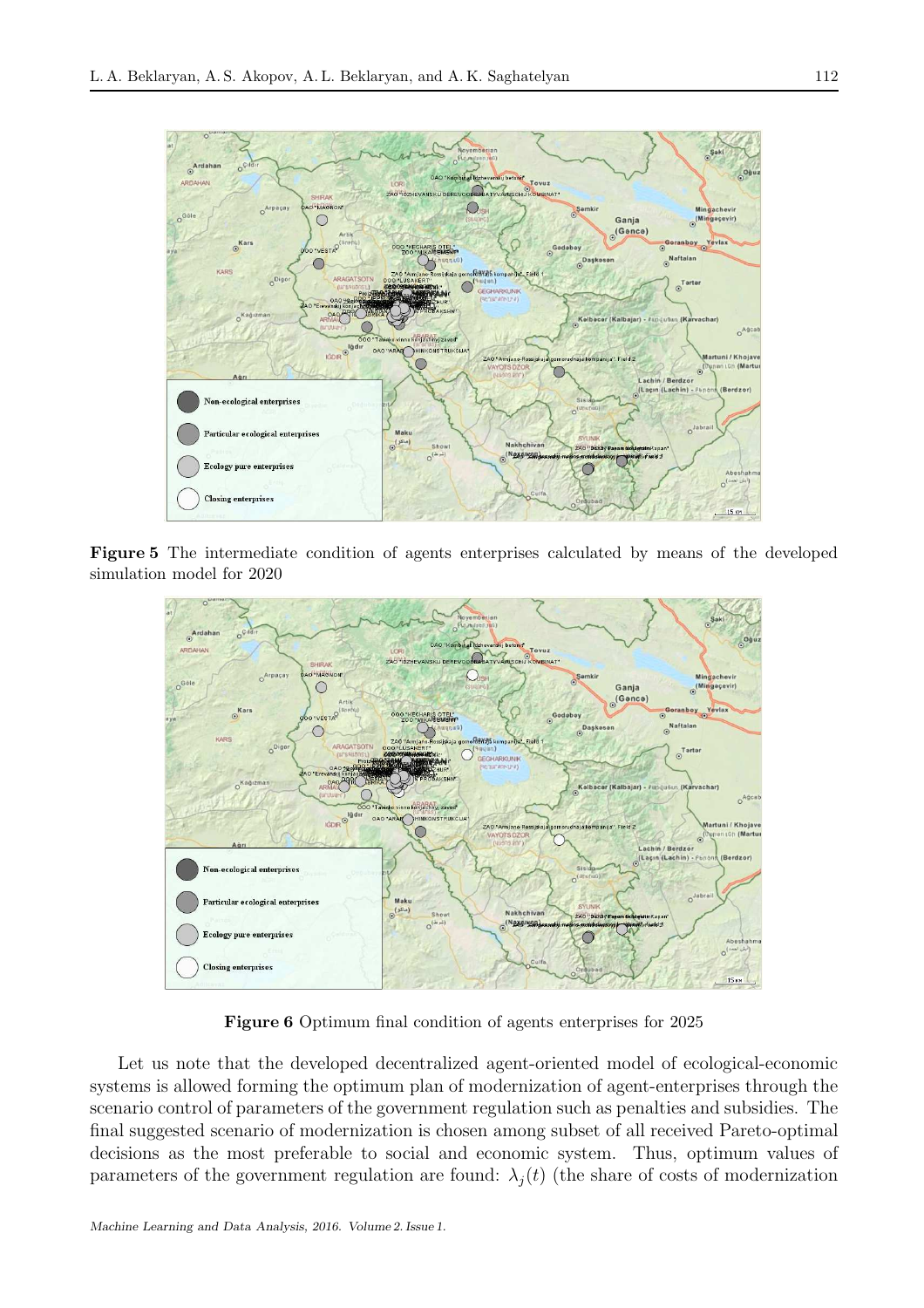**Figure 5** The intermediate condition of agents enterprises calculated by means of the developed simulation model for 2020

**Figure 6** Optimum final condition of agents enterprises for 2025

Let us note that the developed decentralized agent-oriented model of ecological-economic systems is allowed forming the optimum plan of modernization of agent-enterprises through the scenario control of parameters of the government regulation such as penalties and subsidies. The final suggested scenario of modernization is chosen among subset of all received Pareto-optimal decisions as the most preferable to social and economic system. Thus, optimum values of parameters of the government regulation are found: $\lambda_j(t)$ (the share of costs of modernization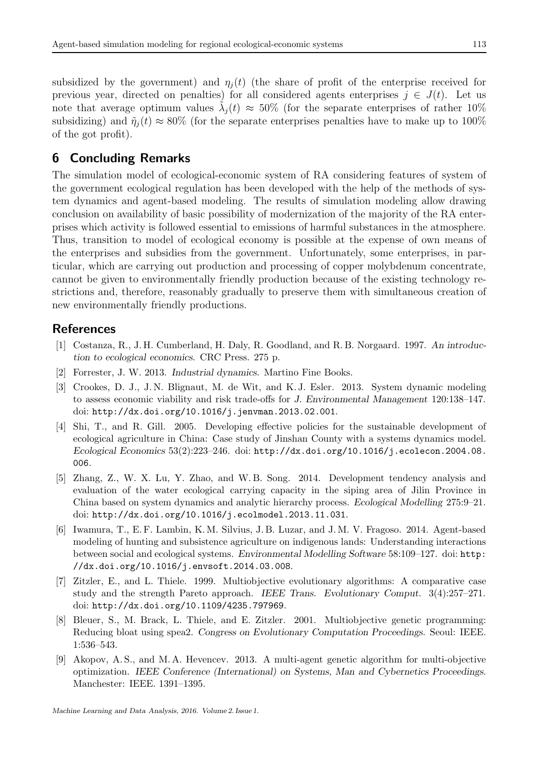subsidized by the government) and $\eta_j(t)$ (the share of profit of the enterprise received for previous year, directed on penalties) for all considered agents enterprises $j \in J(t)$. Let us note that average optimum values $\tilde{\lambda}_j(t) \approx 50\%$ (for the separate enterprises of rather 10% subsidizing) and $\tilde{\eta}_j(t) \approx 80\%$ (for the separate enterprises penalties have to make up to 100% of the got profit).

## 6 Concluding Remarks

The simulation model of ecological-economic system of RA considering features of system of the government ecological regulation has been developed with the help of the methods of system dynamics and agent-based modeling. The results of simulation modeling allow drawing conclusion on availability of basic possibility of modernization of the majority of the RA enterprises which activity is followed essential to emissions of harmful substances in the atmosphere. Thus, transition to model of ecological economy is possible at the expense of own means of the enterprises and subsidies from the government. Unfortunately, some enterprises, in particular, which are carrying out production and processing of copper molybdenum concentrate, cannot be given to environmentally friendly production because of the existing technology restrictions and, therefore, reasonably gradually to preserve them with simultaneous creation of new environmentally friendly productions.

## References

[1] Costanza, R., J. H. Cumberland, H. Daly, R. Goodland, and R. B. Norgaard. 1997. *An introduction to ecological economics*. CRC Press. 275 p.

[2] Forrester, J. W. 2013. *Industrial dynamics*. Martino Fine Books.

[3] Crookes, D. J., J. N. Blignaut, M. de Wit, and K. J. Esler. 2013. System dynamic modeling to assess economic viability and risk trade-offs for *J. Environmental Management* 120:138–147. doi: http://dx.doi.org/10.1016/j.jenvman.2013.02.001.

[4] Shi, T., and R. Gill. 2005. Developing effective policies for the sustainable development of ecological agriculture in China: Case study of Jinshan County with a systems dynamics model. *Ecological Economics* 53(2):223–246. doi: http://dx.doi.org/10.1016/j.ecolecon.2004.08.006.

[5] Zhang, Z., W. X. Lu, Y. Zhao, and W. B. Song. 2014. Development tendency analysis and evaluation of the water ecological carrying capacity in the siping area of Jilin Province in China based on system dynamics and analytic hierarchy process. *Ecological Modelling* 275:9–21. doi: http://dx.doi.org/10.1016/j.ecolmodel.2013.11.031.

[6] Iwamura, T., E. F. Lambin, K. M. Silvius, J. B. Luzar, and J. M. V. Fragoso. 2014. Agent-based modeling of hunting and subsistence agriculture on indigenous lands: Understanding interactions between social and ecological systems. *Environmental Modelling Software* 58:109–127. doi: http://dx.doi.org/10.1016/j.envsoft.2014.03.008.

[7] Zitzler, E., and L. Thiele. 1999. Multiobjective evolutionary algorithms: A comparative case study and the strength Pareto approach. *IEEE Trans. Evolutionary Comput.* 3(4):257–271. doi: http://dx.doi.org/10.1109/4235.797969.

[8] Bleuer, S., M. Brack, L. Thiele, and E. Zitzler. 2001. Multiobjective genetic programming: Reducing bloat using spea2. *Congress on Evolutionary Computation Proceedings*. Seoul: IEEE. 1:536–543.

[9] Akopov, A. S., and M. A. Hevencev. 2013. A multi-agent genetic algorithm for multi-objective optimization. *IEEE Conference (International) on Systems, Man and Cybernetics Proceedings*. Manchester: IEEE. 1391–1395.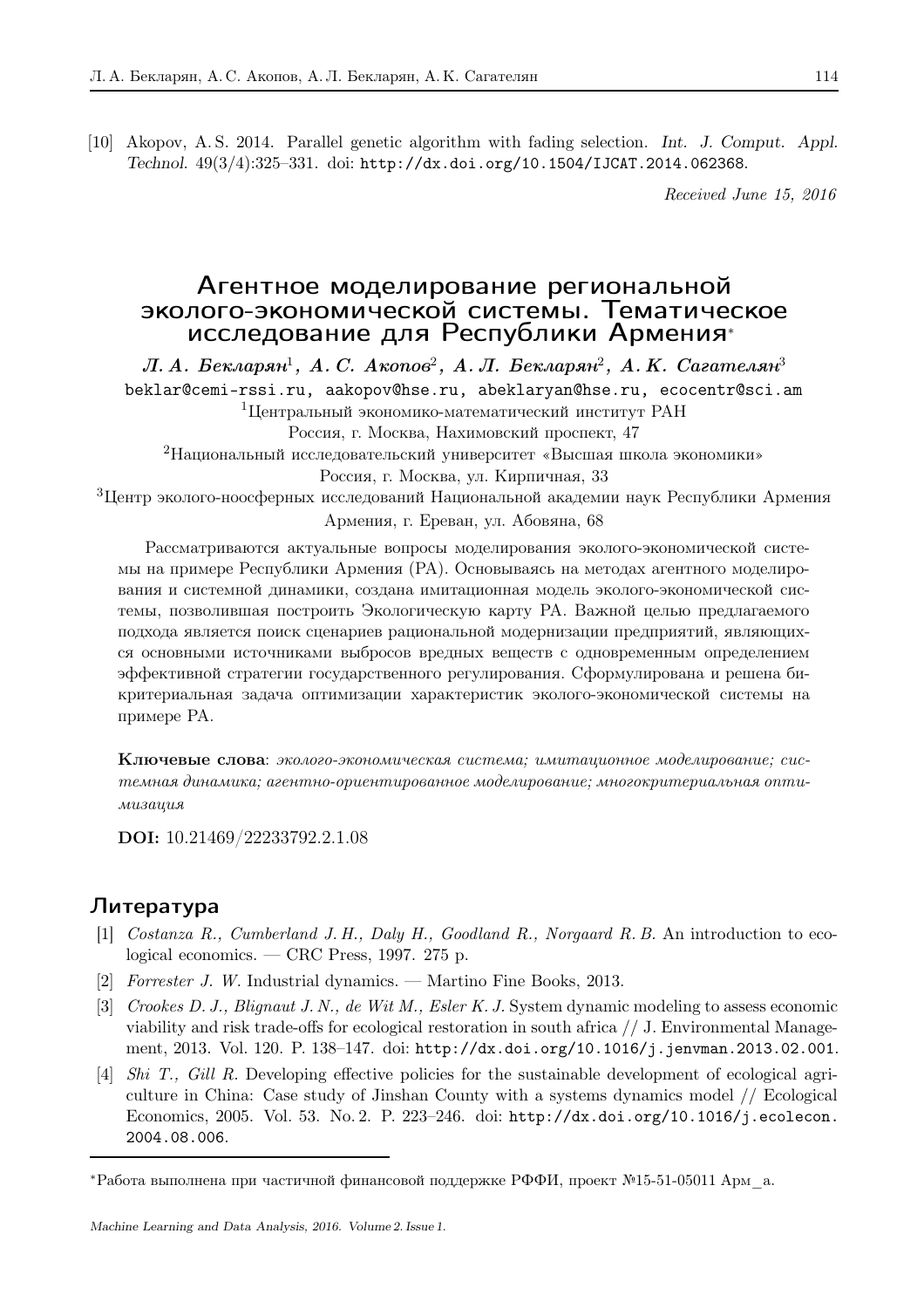[10] Akopov, A. S. 2014. Parallel genetic algorithm with fading selection. *Int. J. Comput. Appl. Technol.* 49(3/4):325–331. doi: http://dx.doi.org/10.1504/IJCAT.2014.062368.

*Received June 15, 2016*

# Агентное моделирование региональной эколого-экономической системы. Тематическое исследование для Республики Армения*

***Л. А. Бекларян*[1], *А. С. Акопов*[2], *А. Л. Бекларян*[2], *А. К. Сагателян*[3]**

beklar@cemi-rssi.ru, aakopov@hse.ru, abeklaryan@hse.ru, ecocentr@sci.am

[1]Центральный экономико-математический институт РАН

Россия, г. Москва, Нахимовский проспект, 47

[2]Национальный исследовательский университет «Высшая школа экономики»

Россия, г. Москва, ул. Кирпичная, 33

[3]Центр эколого-ноосферных исследований Национальной академии наук Республики Армения

Армения, г. Ереван, ул. Абовяна, 68

Рассматриваются актуальные вопросы моделирования эколого-экономической системы на примере Республики Армения (РА). Основываясь на методах агентного моделирования и системной динамики, создана имитационная модель эколого-экономической системы, позволившая построить Экологическую карту РА. Важной целью предлагаемого подхода является поиск сценариев рациональной модернизации предприятий, являющихся основными источниками выбросов вредных веществ с одновременным определением эффективной стратегии государственного регулирования. Сформулирована и решена бикритериальная задача оптимизации характеристик эколого-экономической системы на примере РА.

**Ключевые слова**: *эколого-экономическая система; имитационное моделирование; системная динамика; агентно-ориентированное моделирование; многокритериальная оптимизация*

**DOI:** 10.21469/22233792.2.1.08

## Литература

[1] *Costanza R., Cumberland J. H., Daly H., Goodland R., Norgaard R. B.* An introduction to ecological economics. — CRC Press, 1997. 275 p.

[2] *Forrester J. W.* Industrial dynamics. — Martino Fine Books, 2013.

[3] *Crookes D. J., Blignaut J. N., de Wit M., Esler K. J.* System dynamic modeling to assess economic viability and risk trade-offs for ecological restoration in south africa // J. Environmental Management, 2013. Vol. 120. P. 138–147. doi: http://dx.doi.org/10.1016/j.jenvman.2013.02.001.

[4] *Shi T., Gill R.* Developing effective policies for the sustainable development of ecological agriculture in China: Case study of Jinshan County with a systems dynamics model // Ecological Economics, 2005. Vol. 53. No. 2. P. 223–246. doi: http://dx.doi.org/10.1016/j.ecolecon.2004.08.006.

*Работа выполнена при частичной финансовой поддержке РФФИ, проект №15-51-05011 Арм_а.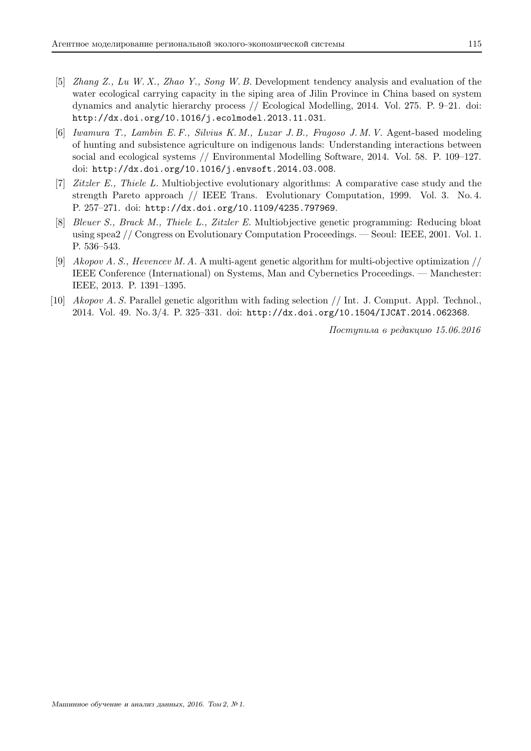[5] *Zhang Z., Lu W. X., Zhao Y., Song W. B.* Development tendency analysis and evaluation of the water ecological carrying capacity in the siping area of Jilin Province in China based on system dynamics and analytic hierarchy process // Ecological Modelling, 2014. Vol. 275. P. 9–21. doi: http://dx.doi.org/10.1016/j.ecolmodel.2013.11.031.

[6] *Iwamura T., Lambin E. F., Silvius K. M., Luzar J. B., Fragoso J. M. V.* Agent-based modeling of hunting and subsistence agriculture on indigenous lands: Understanding interactions between social and ecological systems // Environmental Modelling Software, 2014. Vol. 58. P. 109–127. doi: http://dx.doi.org/10.1016/j.envsoft.2014.03.008.

[7] *Zitzler E., Thiele L.* Multiobjective evolutionary algorithms: A comparative case study and the strength Pareto approach // IEEE Trans. Evolutionary Computation, 1999. Vol. 3. No. 4. P. 257–271. doi: http://dx.doi.org/10.1109/4235.797969.

[8] *Bleuer S., Brack M., Thiele L., Zitzler E.* Multiobjective genetic programming: Reducing bloat using spea2 // Congress on Evolutionary Computation Proceedings. — Seoul: IEEE, 2001. Vol. 1. P. 536–543.

[9] *Akopov A. S., Hevencev M. A.* A multi-agent genetic algorithm for multi-objective optimization // IEEE Conference (International) on Systems, Man and Cybernetics Proceedings. — Manchester: IEEE, 2013. P. 1391–1395.

[10] *Akopov A. S.* Parallel genetic algorithm with fading selection // Int. J. Comput. Appl. Technol., 2014. Vol. 49. No. 3/4. P. 325–331. doi: http://dx.doi.org/10.1504/IJCAT.2014.062368.

*Поступила в редакцию 15.06.2016*